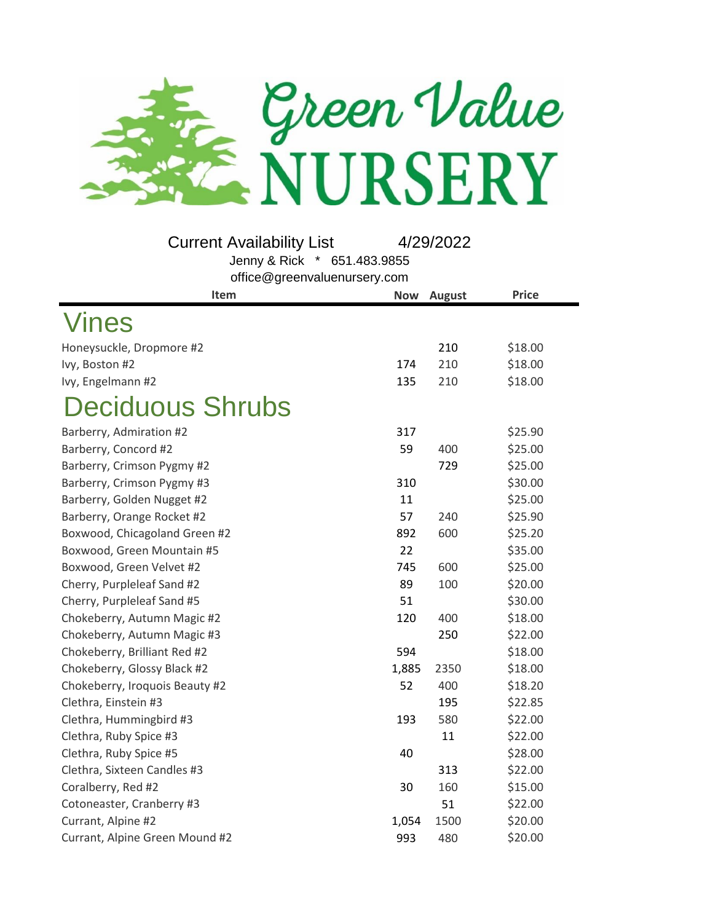# Green Value NURSERY

Current Availability List 4/29/2022

Jenny & Rick * 651.483.9855

office@greenvaluenursery.com

| Item | Now | August | Price |
|---|---|---|---|
| **Vines** | | | |
| Honeysuckle, Dropmore #2 | | 210 | $18.00 |
| Ivy, Boston #2 | 174 | 210 | $18.00 |
| Ivy, Engelmann #2 | 135 | 210 | $18.00 |
| **Deciduous Shrubs** | | | |
| Barberry, Admiration #2 | 317 | | $25.90 |
| Barberry, Concord #2 | 59 | 400 | $25.00 |
| Barberry, Crimson Pygmy #2 | | 729 | $25.00 |
| Barberry, Crimson Pygmy #3 | 310 | | $30.00 |
| Barberry, Golden Nugget #2 | 11 | | $25.00 |
| Barberry, Orange Rocket #2 | 57 | 240 | $25.90 |
| Boxwood, Chicagoland Green #2 | 892 | 600 | $25.20 |
| Boxwood, Green Mountain #5 | 22 | | $35.00 |
| Boxwood, Green Velvet #2 | 745 | 600 | $25.00 |
| Cherry, Purpleleaf Sand #2 | 89 | 100 | $20.00 |
| Cherry, Purpleleaf Sand #5 | 51 | | $30.00 |
| Chokeberry, Autumn Magic #2 | 120 | 400 | $18.00 |
| Chokeberry, Autumn Magic #3 | | 250 | $22.00 |
| Chokeberry, Brilliant Red #2 | 594 | | $18.00 |
| Chokeberry, Glossy Black #2 | 1,885 | 2350 | $18.00 |
| Chokeberry, Iroquois Beauty #2 | 52 | 400 | $18.20 |
| Clethra, Einstein #3 | | 195 | $22.85 |
| Clethra, Hummingbird #3 | 193 | 580 | $22.00 |
| Clethra, Ruby Spice #3 | | 11 | $22.00 |
| Clethra, Ruby Spice #5 | 40 | | $28.00 |
| Clethra, Sixteen Candles #3 | | 313 | $22.00 |
| Coralberry, Red #2 | 30 | 160 | $15.00 |
| Cotoneaster, Cranberry #3 | | 51 | $22.00 |
| Currant, Alpine #2 | 1,054 | 1500 | $20.00 |
| Currant, Alpine Green Mound #2 | 993 | 480 | $20.00 |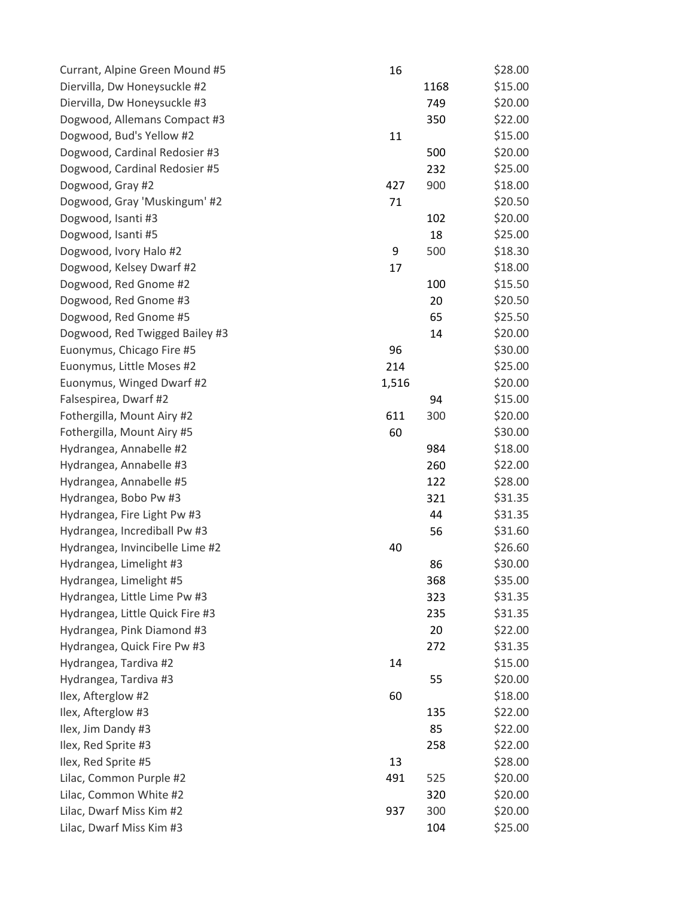| | | | |
|---|---|---|---|
| Currant, Alpine Green Mound #5 | 16 | | $28.00 |
| Diervilla, Dw Honeysuckle #2 | | 1168 | $15.00 |
| Diervilla, Dw Honeysuckle #3 | | 749 | $20.00 |
| Dogwood, Allemans Compact #3 | | 350 | $22.00 |
| Dogwood, Bud's Yellow #2 | 11 | | $15.00 |
| Dogwood, Cardinal Redosier #3 | | 500 | $20.00 |
| Dogwood, Cardinal Redosier #5 | | 232 | $25.00 |
| Dogwood, Gray #2 | 427 | 900 | $18.00 |
| Dogwood, Gray 'Muskingum' #2 | 71 | | $20.50 |
| Dogwood, Isanti #3 | | 102 | $20.00 |
| Dogwood, Isanti #5 | | 18 | $25.00 |
| Dogwood, Ivory Halo #2 | 9 | 500 | $18.30 |
| Dogwood, Kelsey Dwarf #2 | 17 | | $18.00 |
| Dogwood, Red Gnome #2 | | 100 | $15.50 |
| Dogwood, Red Gnome #3 | | 20 | $20.50 |
| Dogwood, Red Gnome #5 | | 65 | $25.50 |
| Dogwood, Red Twigged Bailey #3 | | 14 | $20.00 |
| Euonymus, Chicago Fire #5 | 96 | | $30.00 |
| Euonymus, Little Moses #2 | 214 | | $25.00 |
| Euonymus, Winged Dwarf #2 | 1,516 | | $20.00 |
| Falsespirea, Dwarf #2 | | 94 | $15.00 |
| Fothergilla, Mount Airy #2 | 611 | 300 | $20.00 |
| Fothergilla, Mount Airy #5 | 60 | | $30.00 |
| Hydrangea, Annabelle #2 | | 984 | $18.00 |
| Hydrangea, Annabelle #3 | | 260 | $22.00 |
| Hydrangea, Annabelle #5 | | 122 | $28.00 |
| Hydrangea, Bobo Pw #3 | | 321 | $31.35 |
| Hydrangea, Fire Light Pw #3 | | 44 | $31.35 |
| Hydrangea, Incrediball Pw #3 | | 56 | $31.60 |
| Hydrangea, Invincibelle Lime #2 | 40 | | $26.60 |
| Hydrangea, Limelight #3 | | 86 | $30.00 |
| Hydrangea, Limelight #5 | | 368 | $35.00 |
| Hydrangea, Little Lime Pw #3 | | 323 | $31.35 |
| Hydrangea, Little Quick Fire #3 | | 235 | $31.35 |
| Hydrangea, Pink Diamond #3 | | 20 | $22.00 |
| Hydrangea, Quick Fire Pw #3 | | 272 | $31.35 |
| Hydrangea, Tardiva #2 | 14 | | $15.00 |
| Hydrangea, Tardiva #3 | | 55 | $20.00 |
| Ilex, Afterglow #2 | 60 | | $18.00 |
| Ilex, Afterglow #3 | | 135 | $22.00 |
| Ilex, Jim Dandy #3 | | 85 | $22.00 |
| Ilex, Red Sprite #3 | | 258 | $22.00 |
| Ilex, Red Sprite #5 | 13 | | $28.00 |
| Lilac, Common Purple #2 | 491 | 525 | $20.00 |
| Lilac, Common White #2 | | 320 | $20.00 |
| Lilac, Dwarf Miss Kim #2 | 937 | 300 | $20.00 |
| Lilac, Dwarf Miss Kim #3 | | 104 | $25.00 |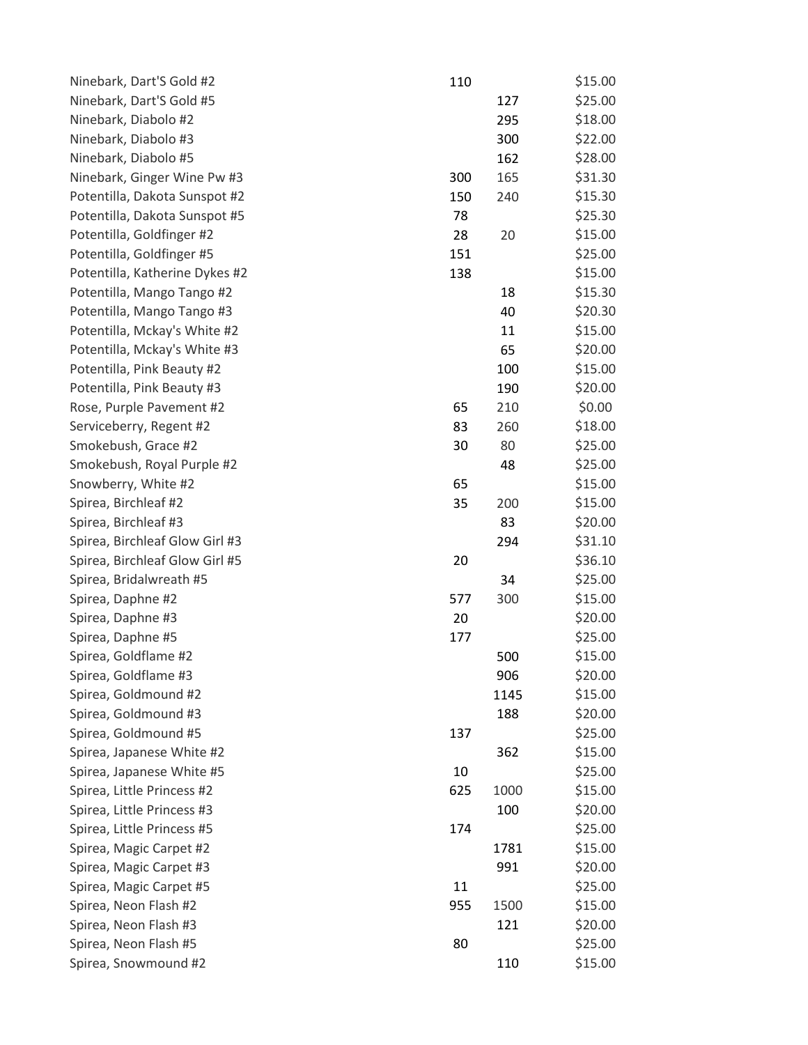| | | | |
|---|---|---|---|
| Ninebark, Dart'S Gold #2 | 110 | | $15.00 |
| Ninebark, Dart'S Gold #5 | | 127 | $25.00 |
| Ninebark, Diabolo #2 | | 295 | $18.00 |
| Ninebark, Diabolo #3 | | 300 | $22.00 |
| Ninebark, Diabolo #5 | | 162 | $28.00 |
| Ninebark, Ginger Wine Pw #3 | 300 | 165 | $31.30 |
| Potentilla, Dakota Sunspot #2 | 150 | 240 | $15.30 |
| Potentilla, Dakota Sunspot #5 | 78 | | $25.30 |
| Potentilla, Goldfinger #2 | 28 | 20 | $15.00 |
| Potentilla, Goldfinger #5 | 151 | | $25.00 |
| Potentilla, Katherine Dykes #2 | 138 | | $15.00 |
| Potentilla, Mango Tango #2 | | 18 | $15.30 |
| Potentilla, Mango Tango #3 | | 40 | $20.30 |
| Potentilla, Mckay's White #2 | | 11 | $15.00 |
| Potentilla, Mckay's White #3 | | 65 | $20.00 |
| Potentilla, Pink Beauty #2 | | 100 | $15.00 |
| Potentilla, Pink Beauty #3 | | 190 | $20.00 |
| Rose, Purple Pavement #2 | 65 | 210 | $0.00 |
| Serviceberry, Regent #2 | 83 | 260 | $18.00 |
| Smokebush, Grace #2 | 30 | 80 | $25.00 |
| Smokebush, Royal Purple #2 | | 48 | $25.00 |
| Snowberry, White #2 | 65 | | $15.00 |
| Spirea, Birchleaf #2 | 35 | 200 | $15.00 |
| Spirea, Birchleaf #3 | | 83 | $20.00 |
| Spirea, Birchleaf Glow Girl #3 | | 294 | $31.10 |
| Spirea, Birchleaf Glow Girl #5 | 20 | | $36.10 |
| Spirea, Bridalwreath #5 | | 34 | $25.00 |
| Spirea, Daphne #2 | 577 | 300 | $15.00 |
| Spirea, Daphne #3 | 20 | | $20.00 |
| Spirea, Daphne #5 | 177 | | $25.00 |
| Spirea, Goldflame #2 | | 500 | $15.00 |
| Spirea, Goldflame #3 | | 906 | $20.00 |
| Spirea, Goldmound #2 | | 1145 | $15.00 |
| Spirea, Goldmound #3 | | 188 | $20.00 |
| Spirea, Goldmound #5 | 137 | | $25.00 |
| Spirea, Japanese White #2 | | 362 | $15.00 |
| Spirea, Japanese White #5 | 10 | | $25.00 |
| Spirea, Little Princess #2 | 625 | 1000 | $15.00 |
| Spirea, Little Princess #3 | | 100 | $20.00 |
| Spirea, Little Princess #5 | 174 | | $25.00 |
| Spirea, Magic Carpet #2 | | 1781 | $15.00 |
| Spirea, Magic Carpet #3 | | 991 | $20.00 |
| Spirea, Magic Carpet #5 | 11 | | $25.00 |
| Spirea, Neon Flash #2 | 955 | 1500 | $15.00 |
| Spirea, Neon Flash #3 | | 121 | $20.00 |
| Spirea, Neon Flash #5 | 80 | | $25.00 |
| Spirea, Snowmound #2 | | 110 | $15.00 |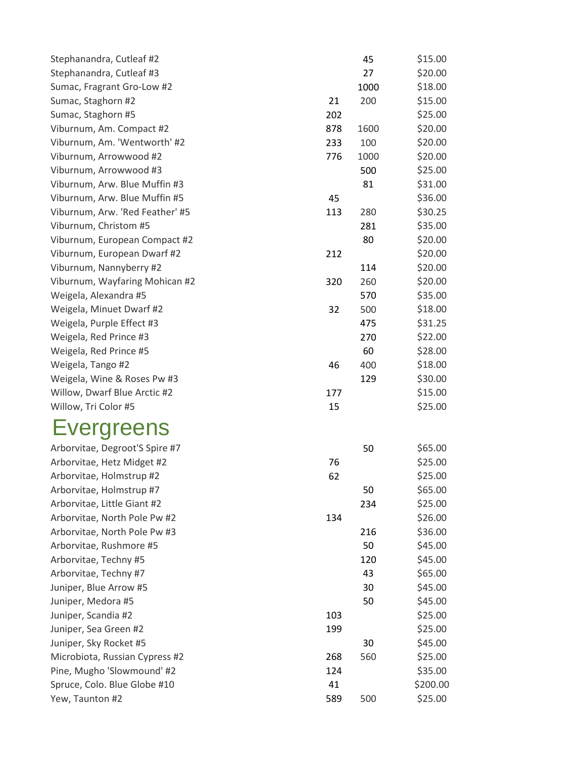| | | | |
|---|---|---|---|
| Stephanandra, Cutleaf #2 | | 45 | $15.00 |
| Stephanandra, Cutleaf #3 | | 27 | $20.00 |
| Sumac, Fragrant Gro-Low #2 | | 1000 | $18.00 |
| Sumac, Staghorn #2 | 21 | 200 | $15.00 |
| Sumac, Staghorn #5 | 202 | | $25.00 |
| Viburnum, Am. Compact #2 | 878 | 1600 | $20.00 |
| Viburnum, Am. 'Wentworth' #2 | 233 | 100 | $20.00 |
| Viburnum, Arrowwood #2 | 776 | 1000 | $20.00 |
| Viburnum, Arrowwood #3 | | 500 | $25.00 |
| Viburnum, Arw. Blue Muffin #3 | | 81 | $31.00 |
| Viburnum, Arw. Blue Muffin #5 | 45 | | $36.00 |
| Viburnum, Arw. 'Red Feather' #5 | 113 | 280 | $30.25 |
| Viburnum, Christom #5 | | 281 | $35.00 |
| Viburnum, European Compact #2 | | 80 | $20.00 |
| Viburnum, European Dwarf #2 | 212 | | $20.00 |
| Viburnum, Nannyberry #2 | | 114 | $20.00 |
| Viburnum, Wayfaring Mohican #2 | 320 | 260 | $20.00 |
| Weigela, Alexandra #5 | | 570 | $35.00 |
| Weigela, Minuet Dwarf #2 | 32 | 500 | $18.00 |
| Weigela, Purple Effect #3 | | 475 | $31.25 |
| Weigela, Red Prince #3 | | 270 | $22.00 |
| Weigela, Red Prince #5 | | 60 | $28.00 |
| Weigela, Tango #2 | 46 | 400 | $18.00 |
| Weigela, Wine & Roses Pw #3 | | 129 | $30.00 |
| Willow, Dwarf Blue Arctic #2 | 177 | | $15.00 |
| Willow, Tri Color #5 | 15 | | $25.00 |

# Evergreens

| | | | |
|---|---|---|---|
| Arborvitae, Degroot'S Spire #7 | | 50 | $65.00 |
| Arborvitae, Hetz Midget #2 | 76 | | $25.00 |
| Arborvitae, Holmstrup #2 | 62 | | $25.00 |
| Arborvitae, Holmstrup #7 | | 50 | $65.00 |
| Arborvitae, Little Giant #2 | | 234 | $25.00 |
| Arborvitae, North Pole Pw #2 | 134 | | $26.00 |
| Arborvitae, North Pole Pw #3 | | 216 | $36.00 |
| Arborvitae, Rushmore #5 | | 50 | $45.00 |
| Arborvitae, Techny #5 | | 120 | $45.00 |
| Arborvitae, Techny #7 | | 43 | $65.00 |
| Juniper, Blue Arrow #5 | | 30 | $45.00 |
| Juniper, Medora #5 | | 50 | $45.00 |
| Juniper, Scandia #2 | 103 | | $25.00 |
| Juniper, Sea Green #2 | 199 | | $25.00 |
| Juniper, Sky Rocket #5 | | 30 | $45.00 |
| Microbiota, Russian Cypress #2 | 268 | 560 | $25.00 |
| Pine, Mugho 'Slowmound' #2 | 124 | | $35.00 |
| Spruce, Colo. Blue Globe #10 | 41 | | $200.00 |
| Yew, Taunton #2 | 589 | 500 | $25.00 |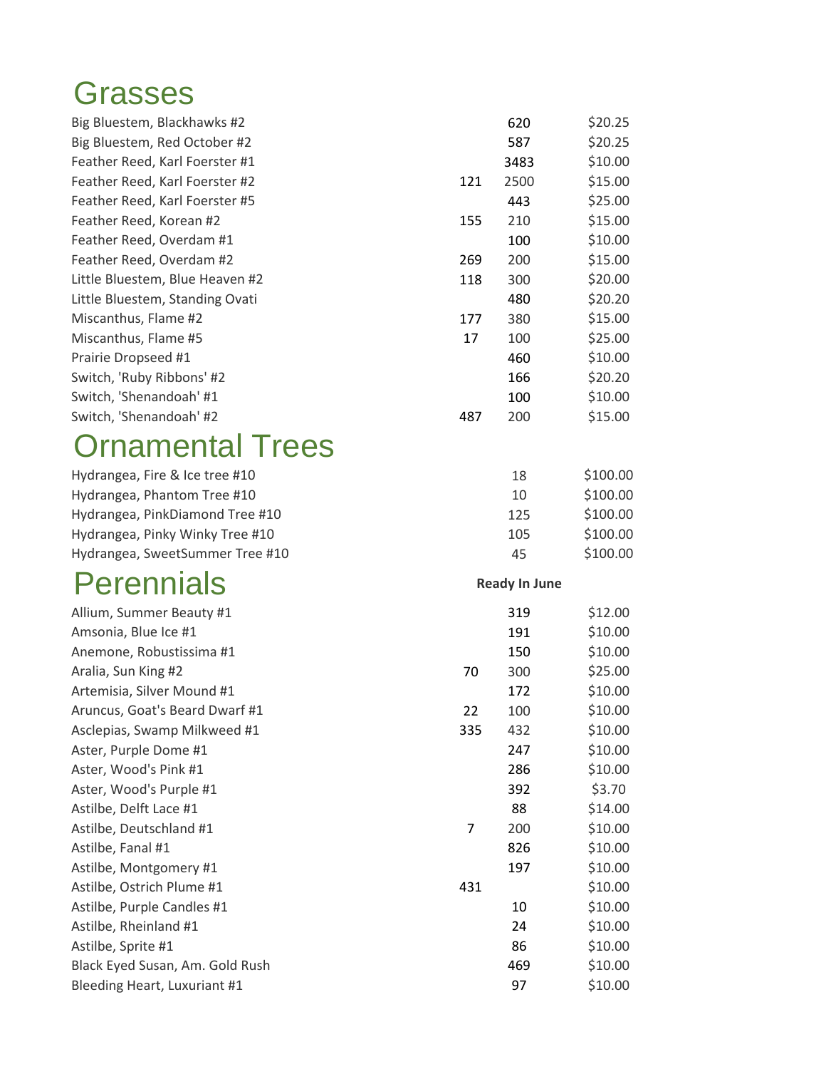# Grasses

| | | | |
|---|---|---|---|
| Big Bluestem, Blackhawks #2 | | 620 | $20.25 |
| Big Bluestem, Red October #2 | | 587 | $20.25 |
| Feather Reed, Karl Foerster #1 | | 3483 | $10.00 |
| Feather Reed, Karl Foerster #2 | 121 | 2500 | $15.00 |
| Feather Reed, Karl Foerster #5 | | 443 | $25.00 |
| Feather Reed, Korean #2 | 155 | 210 | $15.00 |
| Feather Reed, Overdam #1 | | 100 | $10.00 |
| Feather Reed, Overdam #2 | 269 | 200 | $15.00 |
| Little Bluestem, Blue Heaven #2 | 118 | 300 | $20.00 |
| Little Bluestem, Standing Ovati | | 480 | $20.20 |
| Miscanthus, Flame #2 | 177 | 380 | $15.00 |
| Miscanthus, Flame #5 | 17 | 100 | $25.00 |
| Prairie Dropseed #1 | | 460 | $10.00 |
| Switch, 'Ruby Ribbons' #2 | | 166 | $20.20 |
| Switch, 'Shenandoah' #1 | | 100 | $10.00 |
| Switch, 'Shenandoah' #2 | 487 | 200 | $15.00 |

# Ornamental Trees

| | | | |
|---|---|---|---|
| Hydrangea, Fire & Ice tree #10 | | 18 | $100.00 |
| Hydrangea, Phantom Tree #10 | | 10 | $100.00 |
| Hydrangea, PinkDiamond Tree #10 | | 125 | $100.00 |
| Hydrangea, Pinky Winky Tree #10 | | 105 | $100.00 |
| Hydrangea, SweetSummer Tree #10 | | 45 | $100.00 |

# Perennials

| | | **Ready In June** | |
|---|---|---|---|
| Allium, Summer Beauty #1 | | 319 | $12.00 |
| Amsonia, Blue Ice #1 | | 191 | $10.00 |
| Anemone, Robustissima #1 | | 150 | $10.00 |
| Aralia, Sun King #2 | 70 | 300 | $25.00 |
| Artemisia, Silver Mound #1 | | 172 | $10.00 |
| Aruncus, Goat's Beard Dwarf #1 | 22 | 100 | $10.00 |
| Asclepias, Swamp Milkweed #1 | 335 | 432 | $10.00 |
| Aster, Purple Dome #1 | | 247 | $10.00 |
| Aster, Wood's Pink #1 | | 286 | $10.00 |
| Aster, Wood's Purple #1 | | 392 | $3.70 |
| Astilbe, Delft Lace #1 | | 88 | $14.00 |
| Astilbe, Deutschland #1 | 7 | 200 | $10.00 |
| Astilbe, Fanal #1 | | 826 | $10.00 |
| Astilbe, Montgomery #1 | | 197 | $10.00 |
| Astilbe, Ostrich Plume #1 | 431 | | $10.00 |
| Astilbe, Purple Candles #1 | | 10 | $10.00 |
| Astilbe, Rheinland #1 | | 24 | $10.00 |
| Astilbe, Sprite #1 | | 86 | $10.00 |
| Black Eyed Susan, Am. Gold Rush | | 469 | $10.00 |
| Bleeding Heart, Luxuriant #1 | | 97 | $10.00 |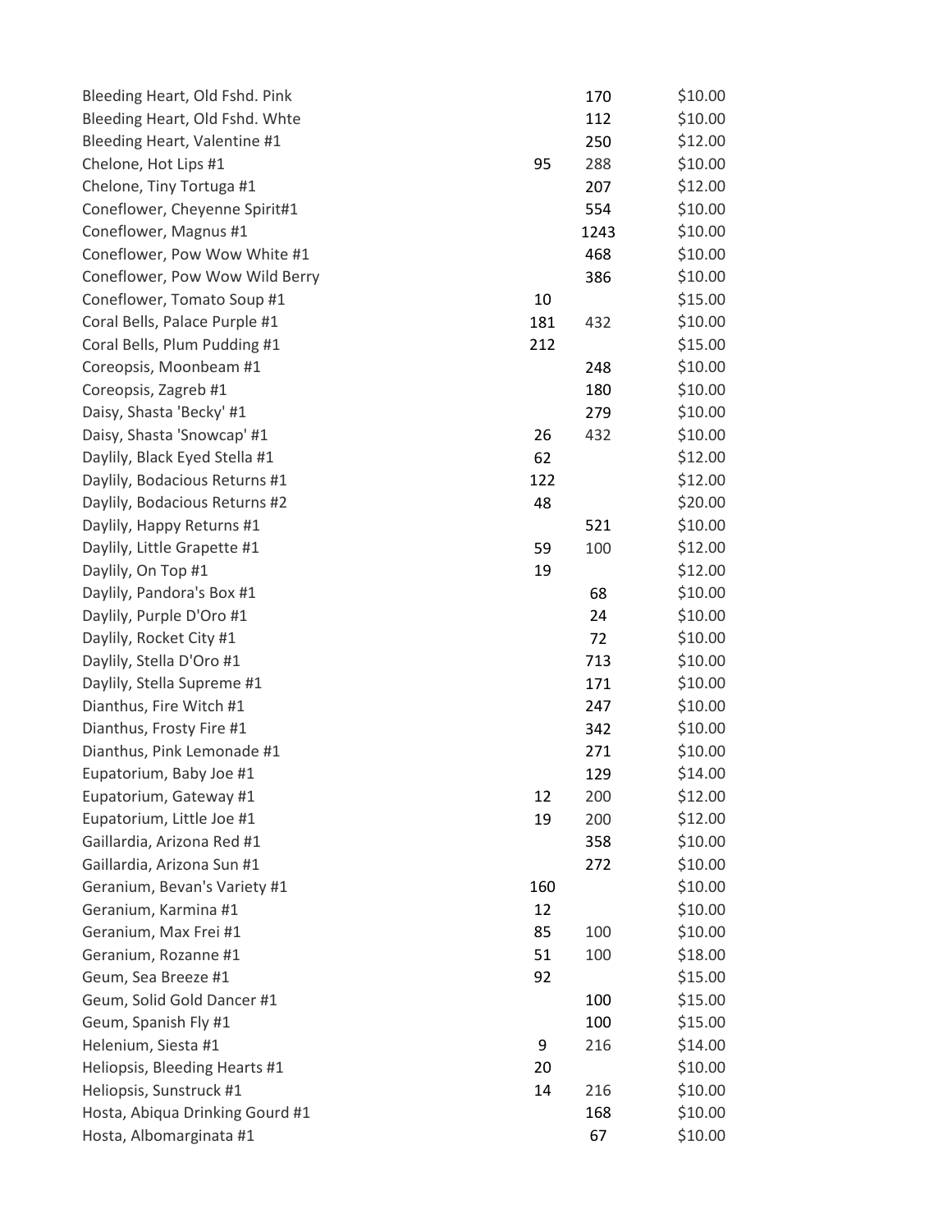| | | | |
|---|---|---|---|
| Bleeding Heart, Old Fshd. Pink | | 170 | $10.00 |
| Bleeding Heart, Old Fshd. Whte | | 112 | $10.00 |
| Bleeding Heart, Valentine #1 | | 250 | $12.00 |
| Chelone, Hot Lips #1 | 95 | 288 | $10.00 |
| Chelone, Tiny Tortuga #1 | | 207 | $12.00 |
| Coneflower, Cheyenne Spirit#1 | | 554 | $10.00 |
| Coneflower, Magnus #1 | | 1243 | $10.00 |
| Coneflower, Pow Wow White #1 | | 468 | $10.00 |
| Coneflower, Pow Wow Wild Berry | | 386 | $10.00 |
| Coneflower, Tomato Soup #1 | 10 | | $15.00 |
| Coral Bells, Palace Purple #1 | 181 | 432 | $10.00 |
| Coral Bells, Plum Pudding #1 | 212 | | $15.00 |
| Coreopsis, Moonbeam #1 | | 248 | $10.00 |
| Coreopsis, Zagreb #1 | | 180 | $10.00 |
| Daisy, Shasta 'Becky' #1 | | 279 | $10.00 |
| Daisy, Shasta 'Snowcap' #1 | 26 | 432 | $10.00 |
| Daylily, Black Eyed Stella #1 | 62 | | $12.00 |
| Daylily, Bodacious Returns #1 | 122 | | $12.00 |
| Daylily, Bodacious Returns #2 | 48 | | $20.00 |
| Daylily, Happy Returns #1 | | 521 | $10.00 |
| Daylily, Little Grapette #1 | 59 | 100 | $12.00 |
| Daylily, On Top #1 | 19 | | $12.00 |
| Daylily, Pandora's Box #1 | | 68 | $10.00 |
| Daylily, Purple D'Oro #1 | | 24 | $10.00 |
| Daylily, Rocket City #1 | | 72 | $10.00 |
| Daylily, Stella D'Oro #1 | | 713 | $10.00 |
| Daylily, Stella Supreme #1 | | 171 | $10.00 |
| Dianthus, Fire Witch #1 | | 247 | $10.00 |
| Dianthus, Frosty Fire #1 | | 342 | $10.00 |
| Dianthus, Pink Lemonade #1 | | 271 | $10.00 |
| Eupatorium, Baby Joe #1 | | 129 | $14.00 |
| Eupatorium, Gateway #1 | 12 | 200 | $12.00 |
| Eupatorium, Little Joe #1 | 19 | 200 | $12.00 |
| Gaillardia, Arizona Red #1 | | 358 | $10.00 |
| Gaillardia, Arizona Sun #1 | | 272 | $10.00 |
| Geranium, Bevan's Variety #1 | 160 | | $10.00 |
| Geranium, Karmina #1 | 12 | | $10.00 |
| Geranium, Max Frei #1 | 85 | 100 | $10.00 |
| Geranium, Rozanne #1 | 51 | 100 | $18.00 |
| Geum, Sea Breeze #1 | 92 | | $15.00 |
| Geum, Solid Gold Dancer #1 | | 100 | $15.00 |
| Geum, Spanish Fly #1 | | 100 | $15.00 |
| Helenium, Siesta #1 | 9 | 216 | $14.00 |
| Heliopsis, Bleeding Hearts #1 | 20 | | $10.00 |
| Heliopsis, Sunstruck #1 | 14 | 216 | $10.00 |
| Hosta, Abiqua Drinking Gourd #1 | | 168 | $10.00 |
| Hosta, Albomarginata #1 | | 67 | $10.00 |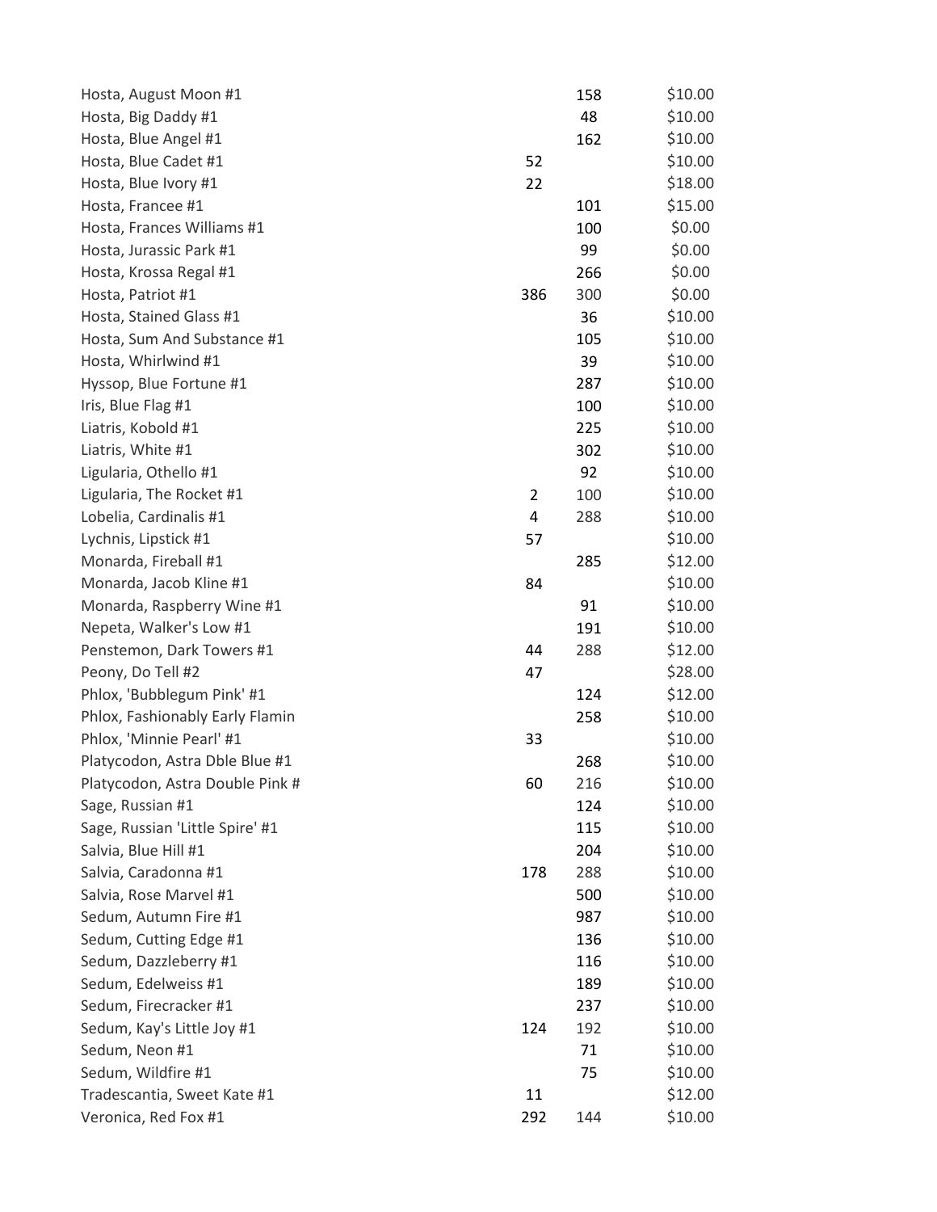| | | | |
|---|---|---|---|
| Hosta, August Moon #1 | | 158 | $10.00 |
| Hosta, Big Daddy #1 | | 48 | $10.00 |
| Hosta, Blue Angel #1 | | 162 | $10.00 |
| Hosta, Blue Cadet #1 | 52 | | $10.00 |
| Hosta, Blue Ivory #1 | 22 | | $18.00 |
| Hosta, Francee #1 | | 101 | $15.00 |
| Hosta, Frances Williams #1 | | 100 | $0.00 |
| Hosta, Jurassic Park #1 | | 99 | $0.00 |
| Hosta, Krossa Regal #1 | | 266 | $0.00 |
| Hosta, Patriot #1 | 386 | 300 | $0.00 |
| Hosta, Stained Glass #1 | | 36 | $10.00 |
| Hosta, Sum And Substance #1 | | 105 | $10.00 |
| Hosta, Whirlwind #1 | | 39 | $10.00 |
| Hyssop, Blue Fortune #1 | | 287 | $10.00 |
| Iris, Blue Flag #1 | | 100 | $10.00 |
| Liatris, Kobold #1 | | 225 | $10.00 |
| Liatris, White #1 | | 302 | $10.00 |
| Ligularia, Othello #1 | | 92 | $10.00 |
| Ligularia, The Rocket #1 | 2 | 100 | $10.00 |
| Lobelia, Cardinalis #1 | 4 | 288 | $10.00 |
| Lychnis, Lipstick #1 | 57 | | $10.00 |
| Monarda, Fireball #1 | | 285 | $12.00 |
| Monarda, Jacob Kline #1 | 84 | | $10.00 |
| Monarda, Raspberry Wine #1 | | 91 | $10.00 |
| Nepeta, Walker's Low #1 | | 191 | $10.00 |
| Penstemon, Dark Towers #1 | 44 | 288 | $12.00 |
| Peony, Do Tell #2 | 47 | | $28.00 |
| Phlox, 'Bubblegum Pink' #1 | | 124 | $12.00 |
| Phlox, Fashionably Early Flamin | | 258 | $10.00 |
| Phlox, 'Minnie Pearl' #1 | 33 | | $10.00 |
| Platycodon, Astra Dble Blue #1 | | 268 | $10.00 |
| Platycodon, Astra Double Pink # | 60 | 216 | $10.00 |
| Sage, Russian #1 | | 124 | $10.00 |
| Sage, Russian 'Little Spire' #1 | | 115 | $10.00 |
| Salvia, Blue Hill #1 | | 204 | $10.00 |
| Salvia, Caradonna #1 | 178 | 288 | $10.00 |
| Salvia, Rose Marvel #1 | | 500 | $10.00 |
| Sedum, Autumn Fire #1 | | 987 | $10.00 |
| Sedum, Cutting Edge #1 | | 136 | $10.00 |
| Sedum, Dazzleberry #1 | | 116 | $10.00 |
| Sedum, Edelweiss #1 | | 189 | $10.00 |
| Sedum, Firecracker #1 | | 237 | $10.00 |
| Sedum, Kay's Little Joy #1 | 124 | 192 | $10.00 |
| Sedum, Neon #1 | | 71 | $10.00 |
| Sedum, Wildfire #1 | | 75 | $10.00 |
| Tradescantia, Sweet Kate #1 | 11 | | $12.00 |
| Veronica, Red Fox #1 | 292 | 144 | $10.00 |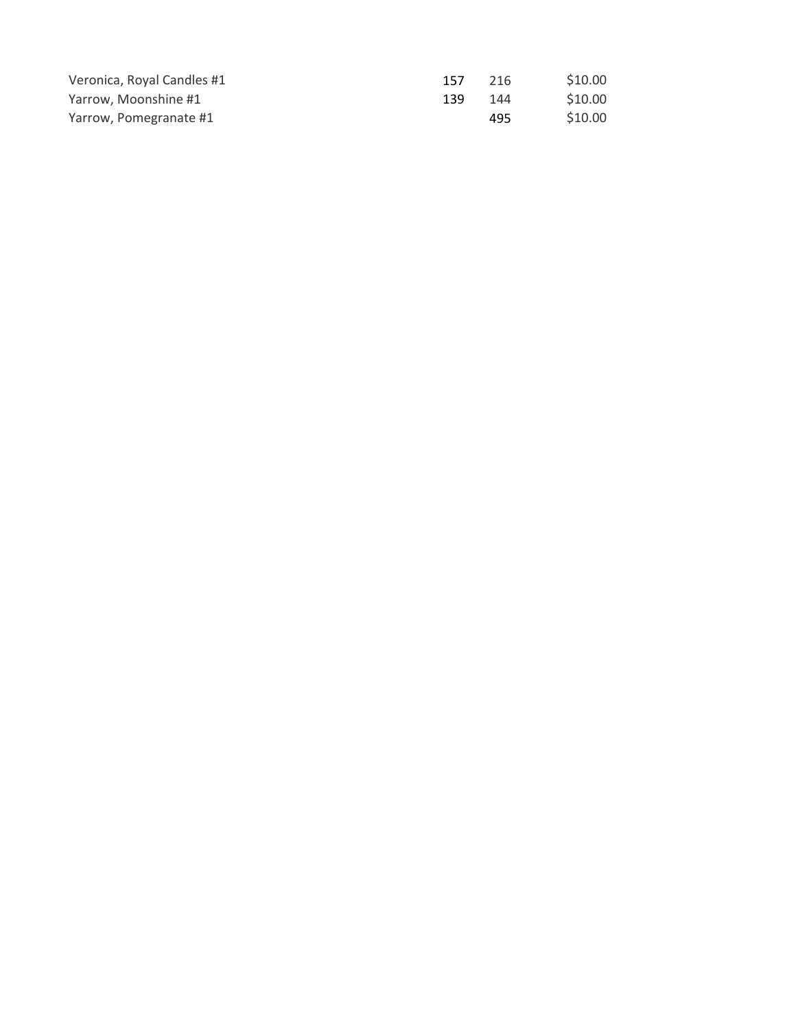| | | | |
|---|---|---|---|
| Veronica, Royal Candles #1 | 157 | 216 | $10.00 |
| Yarrow, Moonshine #1 | 139 | 144 | $10.00 |
| Yarrow, Pomegranate #1 | | 495 | $10.00 |